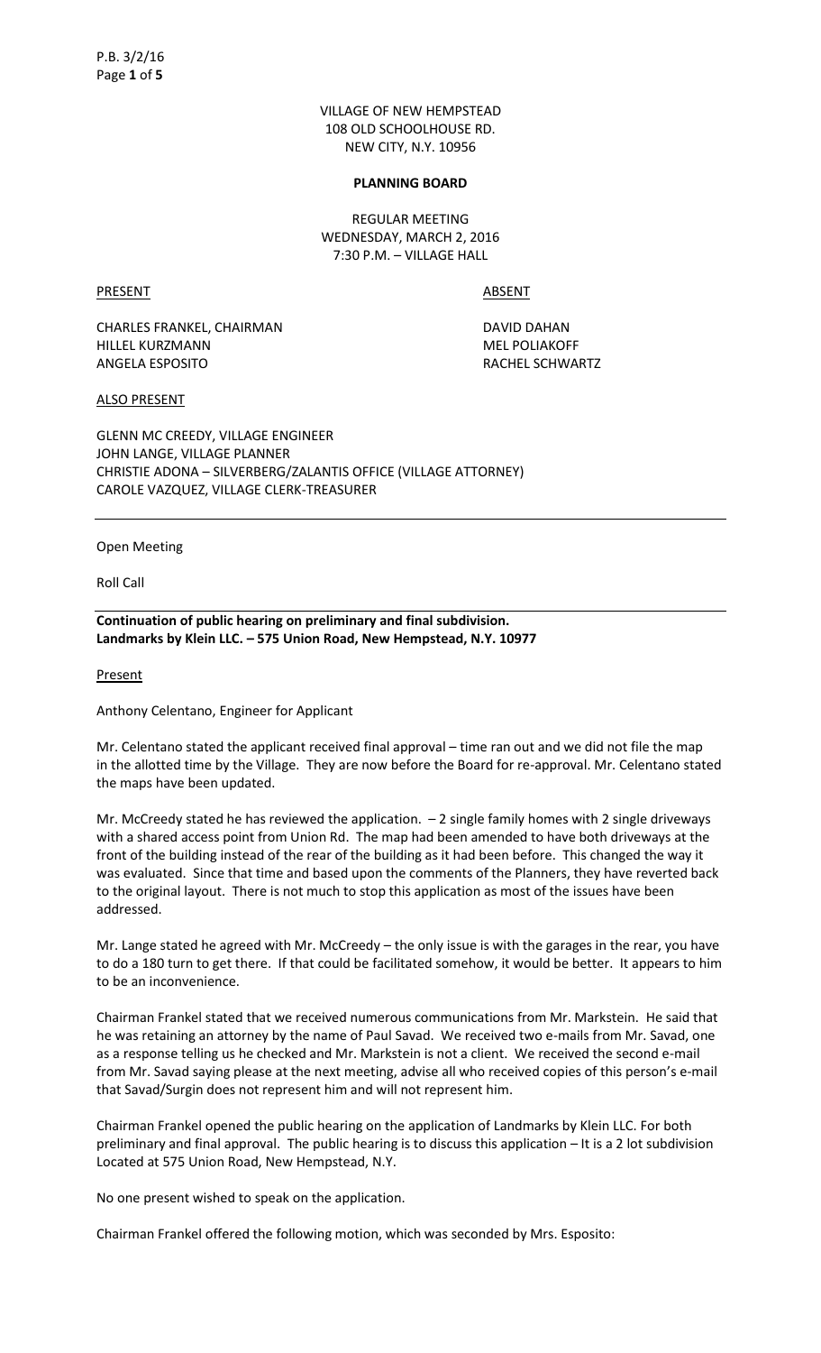VILLAGE OF NEW HEMPSTEAD
108 OLD SCHOOLHOUSE RD.
NEW CITY, N.Y. 10956

**PLANNING BOARD**

REGULAR MEETING
WEDNESDAY, MARCH 2, 2016
7:30 P.M. – VILLAGE HALL

| PRESENT | ABSENT |
|---|---|
| CHARLES FRANKEL, CHAIRMAN | DAVID DAHAN |
| HILLEL KURZMANN | MEL POLIAKOFF |
| ANGELA ESPOSITO | RACHEL SCHWARTZ |

ALSO PRESENT

GLENN MC CREEDY, VILLAGE ENGINEER
JOHN LANGE, VILLAGE PLANNER
CHRISTIE ADONA – SILVERBERG/ZALANTIS OFFICE (VILLAGE ATTORNEY)
CAROLE VAZQUEZ, VILLAGE CLERK-TREASURER

---

Open Meeting

Roll Call

---

**Continuation of public hearing on preliminary and final subdivision.**
**Landmarks by Klein LLC. – 575 Union Road, New Hempstead, N.Y. 10977**

Present

Anthony Celentano, Engineer for Applicant

Mr. Celentano stated the applicant received final approval – time ran out and we did not file the map in the allotted time by the Village. They are now before the Board for re-approval. Mr. Celentano stated the maps have been updated.

Mr. McCreedy stated he has reviewed the application. – 2 single family homes with 2 single driveways with a shared access point from Union Rd. The map had been amended to have both driveways at the front of the building instead of the rear of the building as it had been before. This changed the way it was evaluated. Since that time and based upon the comments of the Planners, they have reverted back to the original layout. There is not much to stop this application as most of the issues have been addressed.

Mr. Lange stated he agreed with Mr. McCreedy – the only issue is with the garages in the rear, you have to do a 180 turn to get there. If that could be facilitated somehow, it would be better. It appears to him to be an inconvenience.

Chairman Frankel stated that we received numerous communications from Mr. Markstein. He said that he was retaining an attorney by the name of Paul Savad. We received two e-mails from Mr. Savad, one as a response telling us he checked and Mr. Markstein is not a client. We received the second e-mail from Mr. Savad saying please at the next meeting, advise all who received copies of this person's e-mail that Savad/Surgin does not represent him and will not represent him.

Chairman Frankel opened the public hearing on the application of Landmarks by Klein LLC. For both preliminary and final approval. The public hearing is to discuss this application – It is a 2 lot subdivision Located at 575 Union Road, New Hempstead, N.Y.

No one present wished to speak on the application.

Chairman Frankel offered the following motion, which was seconded by Mrs. Esposito: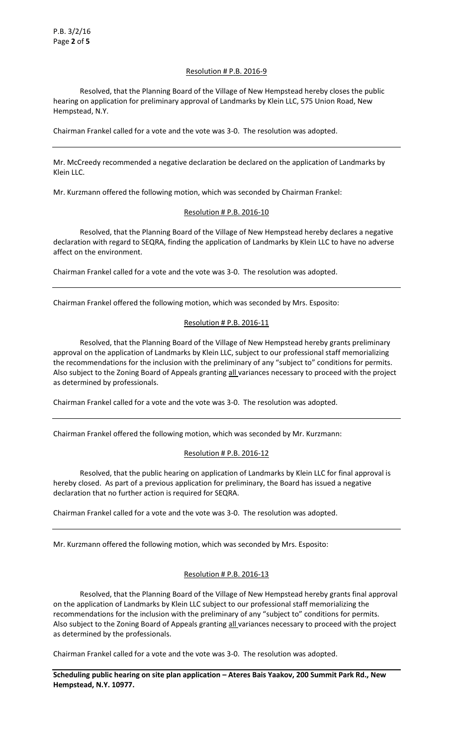Resolution # P.B. 2016-9

Resolved, that the Planning Board of the Village of New Hempstead hereby closes the public hearing on application for preliminary approval of Landmarks by Klein LLC, 575 Union Road, New Hempstead, N.Y.

Chairman Frankel called for a vote and the vote was 3-0. The resolution was adopted.

---

Mr. McCreedy recommended a negative declaration be declared on the application of Landmarks by Klein LLC.

Mr. Kurzmann offered the following motion, which was seconded by Chairman Frankel:

Resolution # P.B. 2016-10

Resolved, that the Planning Board of the Village of New Hempstead hereby declares a negative declaration with regard to SEQRA, finding the application of Landmarks by Klein LLC to have no adverse affect on the environment.

Chairman Frankel called for a vote and the vote was 3-0. The resolution was adopted.

---

Chairman Frankel offered the following motion, which was seconded by Mrs. Esposito:

Resolution # P.B. 2016-11

Resolved, that the Planning Board of the Village of New Hempstead hereby grants preliminary approval on the application of Landmarks by Klein LLC, subject to our professional staff memorializing the recommendations for the inclusion with the preliminary of any "subject to" conditions for permits. Also subject to the Zoning Board of Appeals granting all variances necessary to proceed with the project as determined by professionals.

Chairman Frankel called for a vote and the vote was 3-0. The resolution was adopted.

---

Chairman Frankel offered the following motion, which was seconded by Mr. Kurzmann:

Resolution # P.B. 2016-12

Resolved, that the public hearing on application of Landmarks by Klein LLC for final approval is hereby closed. As part of a previous application for preliminary, the Board has issued a negative declaration that no further action is required for SEQRA.

Chairman Frankel called for a vote and the vote was 3-0. The resolution was adopted.

---

Mr. Kurzmann offered the following motion, which was seconded by Mrs. Esposito:

Resolution # P.B. 2016-13

Resolved, that the Planning Board of the Village of New Hempstead hereby grants final approval on the application of Landmarks by Klein LLC subject to our professional staff memorializing the recommendations for the inclusion with the preliminary of any "subject to" conditions for permits. Also subject to the Zoning Board of Appeals granting all variances necessary to proceed with the project as determined by the professionals.

Chairman Frankel called for a vote and the vote was 3-0. The resolution was adopted.

---

**Scheduling public hearing on site plan application – Ateres Bais Yaakov, 200 Summit Park Rd., New Hempstead, N.Y. 10977.**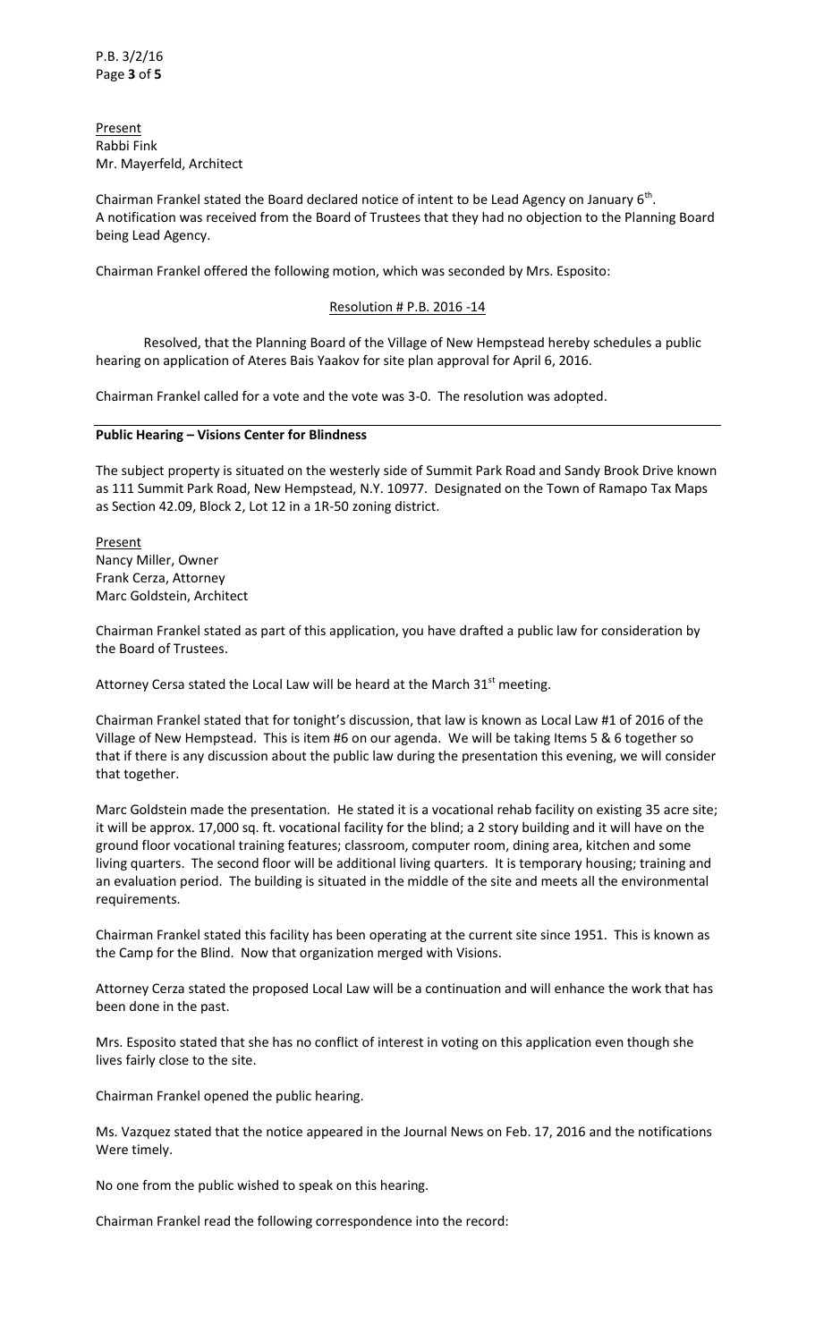Present
Rabbi Fink
Mr. Mayerfeld, Architect

Chairman Frankel stated the Board declared notice of intent to be Lead Agency on January 6th. A notification was received from the Board of Trustees that they had no objection to the Planning Board being Lead Agency.

Chairman Frankel offered the following motion, which was seconded by Mrs. Esposito:

Resolution # P.B. 2016 -14

Resolved, that the Planning Board of the Village of New Hempstead hereby schedules a public hearing on application of Ateres Bais Yaakov for site plan approval for April 6, 2016.

Chairman Frankel called for a vote and the vote was 3-0. The resolution was adopted.

**Public Hearing – Visions Center for Blindness**

The subject property is situated on the westerly side of Summit Park Road and Sandy Brook Drive known as 111 Summit Park Road, New Hempstead, N.Y. 10977. Designated on the Town of Ramapo Tax Maps as Section 42.09, Block 2, Lot 12 in a 1R-50 zoning district.

Present
Nancy Miller, Owner
Frank Cerza, Attorney
Marc Goldstein, Architect

Chairman Frankel stated as part of this application, you have drafted a public law for consideration by the Board of Trustees.

Attorney Cersa stated the Local Law will be heard at the March 31st meeting.

Chairman Frankel stated that for tonight's discussion, that law is known as Local Law #1 of 2016 of the Village of New Hempstead. This is item #6 on our agenda. We will be taking Items 5 & 6 together so that if there is any discussion about the public law during the presentation this evening, we will consider that together.

Marc Goldstein made the presentation. He stated it is a vocational rehab facility on existing 35 acre site; it will be approx. 17,000 sq. ft. vocational facility for the blind; a 2 story building and it will have on the ground floor vocational training features; classroom, computer room, dining area, kitchen and some living quarters. The second floor will be additional living quarters. It is temporary housing; training and an evaluation period. The building is situated in the middle of the site and meets all the environmental requirements.

Chairman Frankel stated this facility has been operating at the current site since 1951. This is known as the Camp for the Blind. Now that organization merged with Visions.

Attorney Cerza stated the proposed Local Law will be a continuation and will enhance the work that has been done in the past.

Mrs. Esposito stated that she has no conflict of interest in voting on this application even though she lives fairly close to the site.

Chairman Frankel opened the public hearing.

Ms. Vazquez stated that the notice appeared in the Journal News on Feb. 17, 2016 and the notifications Were timely.

No one from the public wished to speak on this hearing.

Chairman Frankel read the following correspondence into the record: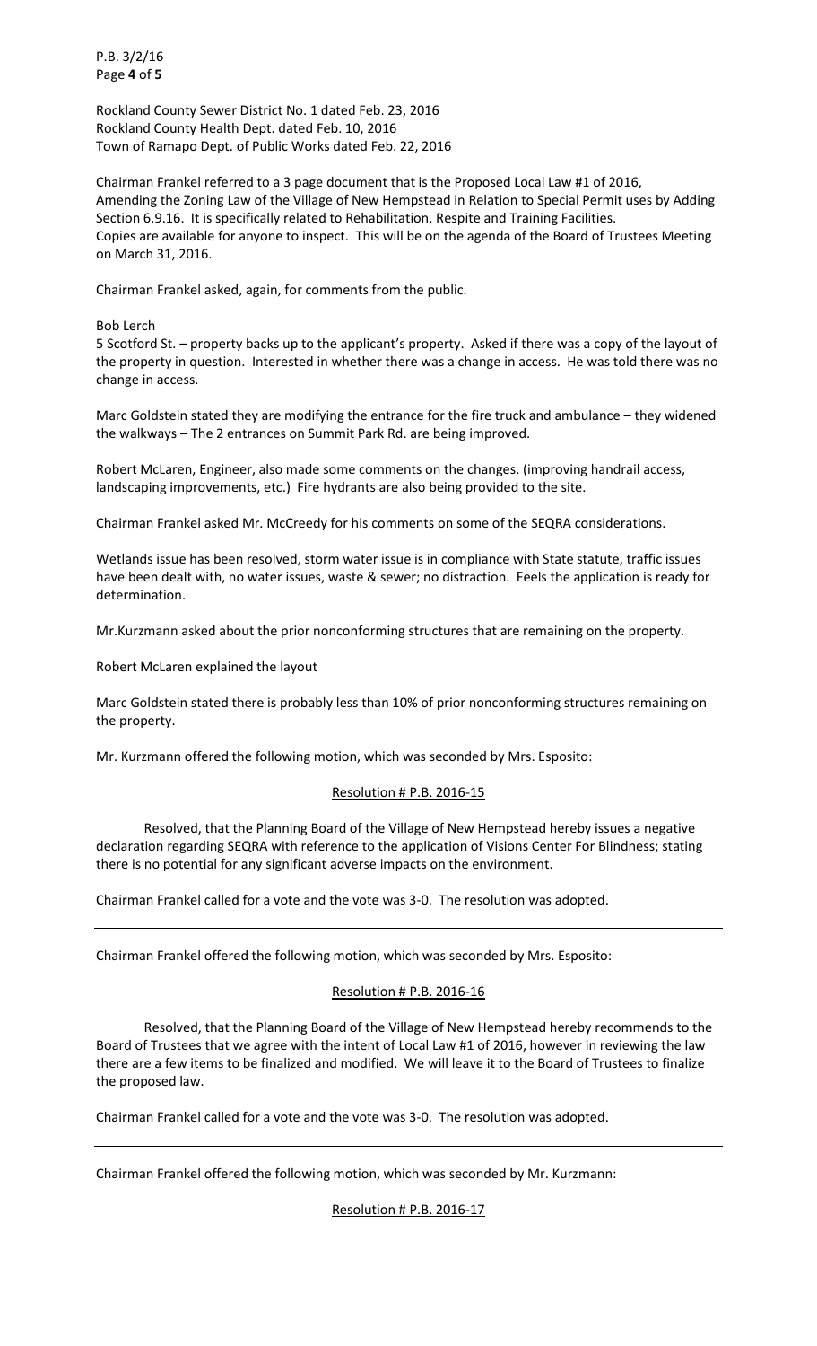Rockland County Sewer District No. 1 dated Feb. 23, 2016
Rockland County Health Dept. dated Feb. 10, 2016
Town of Ramapo Dept. of Public Works dated Feb. 22, 2016

Chairman Frankel referred to a 3 page document that is the Proposed Local Law #1 of 2016, Amending the Zoning Law of the Village of New Hempstead in Relation to Special Permit uses by Adding Section 6.9.16. It is specifically related to Rehabilitation, Respite and Training Facilities. Copies are available for anyone to inspect. This will be on the agenda of the Board of Trustees Meeting on March 31, 2016.

Chairman Frankel asked, again, for comments from the public.

Bob Lerch
5 Scotford St. – property backs up to the applicant's property. Asked if there was a copy of the layout of the property in question. Interested in whether there was a change in access. He was told there was no change in access.

Marc Goldstein stated they are modifying the entrance for the fire truck and ambulance – they widened the walkways – The 2 entrances on Summit Park Rd. are being improved.

Robert McLaren, Engineer, also made some comments on the changes. (improving handrail access, landscaping improvements, etc.) Fire hydrants are also being provided to the site.

Chairman Frankel asked Mr. McCreedy for his comments on some of the SEQRA considerations.

Wetlands issue has been resolved, storm water issue is in compliance with State statute, traffic issues have been dealt with, no water issues, waste & sewer; no distraction. Feels the application is ready for determination.

Mr.Kurzmann asked about the prior nonconforming structures that are remaining on the property.

Robert McLaren explained the layout

Marc Goldstein stated there is probably less than 10% of prior nonconforming structures remaining on the property.

Mr. Kurzmann offered the following motion, which was seconded by Mrs. Esposito:

Resolution # P.B. 2016-15

Resolved, that the Planning Board of the Village of New Hempstead hereby issues a negative declaration regarding SEQRA with reference to the application of Visions Center For Blindness; stating there is no potential for any significant adverse impacts on the environment.

Chairman Frankel called for a vote and the vote was 3-0. The resolution was adopted.

---

Chairman Frankel offered the following motion, which was seconded by Mrs. Esposito:

Resolution # P.B. 2016-16

Resolved, that the Planning Board of the Village of New Hempstead hereby recommends to the Board of Trustees that we agree with the intent of Local Law #1 of 2016, however in reviewing the law there are a few items to be finalized and modified. We will leave it to the Board of Trustees to finalize the proposed law.

Chairman Frankel called for a vote and the vote was 3-0. The resolution was adopted.

---

Chairman Frankel offered the following motion, which was seconded by Mr. Kurzmann:

Resolution # P.B. 2016-17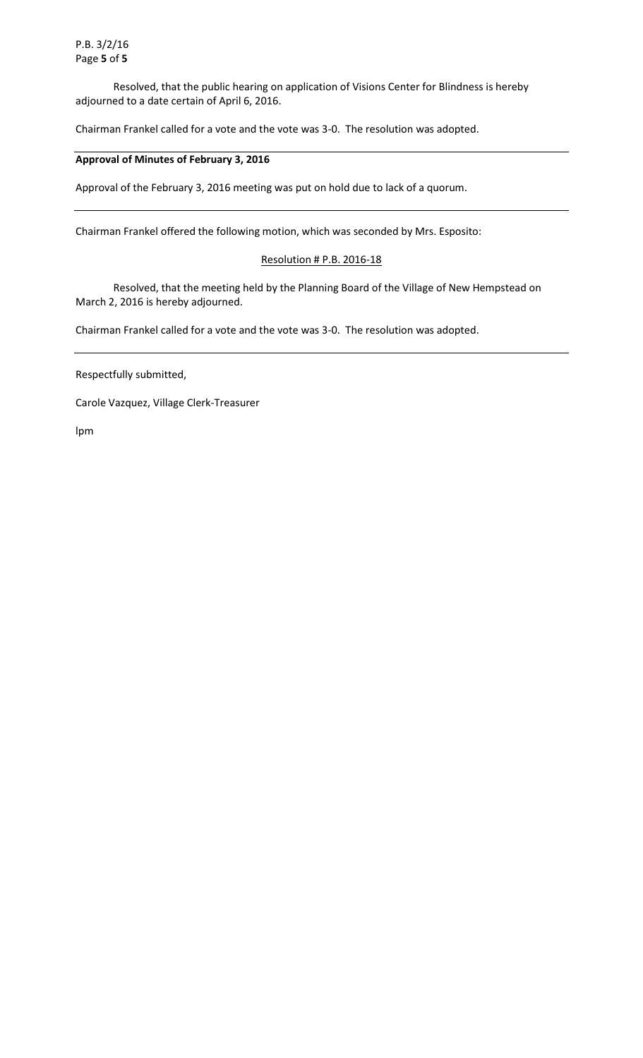Resolved, that the public hearing on application of Visions Center for Blindness is hereby adjourned to a date certain of April 6, 2016.

Chairman Frankel called for a vote and the vote was 3-0. The resolution was adopted.

---

**Approval of Minutes of February 3, 2016**

Approval of the February 3, 2016 meeting was put on hold due to lack of a quorum.

---

Chairman Frankel offered the following motion, which was seconded by Mrs. Esposito:

Resolution # P.B. 2016-18

Resolved, that the meeting held by the Planning Board of the Village of New Hempstead on March 2, 2016 is hereby adjourned.

Chairman Frankel called for a vote and the vote was 3-0. The resolution was adopted.

---

Respectfully submitted,

Carole Vazquez, Village Clerk-Treasurer

lpm